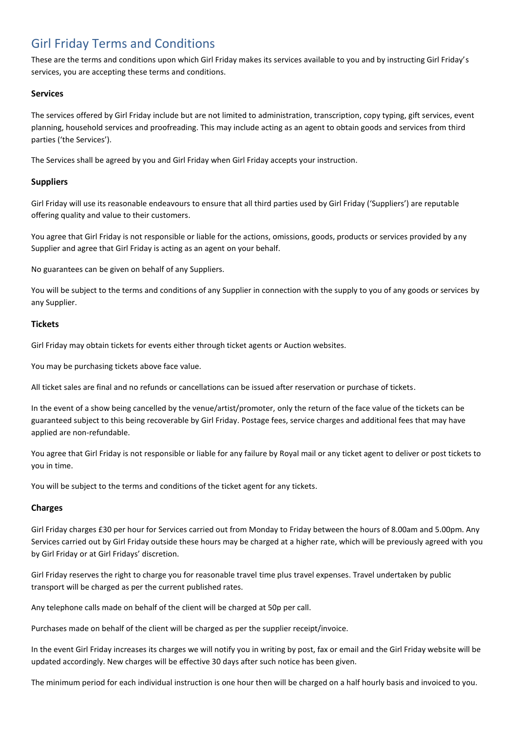# Girl Friday Terms and Conditions

These are the terms and conditions upon which Girl Friday makes its services available to you and by instructing Girl Friday's services, you are accepting these terms and conditions.

### Services

The services offered by Girl Friday include but are not limited to administration, transcription, copy typing, gift services, event planning, household services and proofreading. This may include acting as an agent to obtain goods and services from third parties ('the Services').

The Services shall be agreed by you and Girl Friday when Girl Friday accepts your instruction.

### Suppliers

Girl Friday will use its reasonable endeavours to ensure that all third parties used by Girl Friday ('Suppliers') are reputable offering quality and value to their customers.

You agree that Girl Friday is not responsible or liable for the actions, omissions, goods, products or services provided by any Supplier and agree that Girl Friday is acting as an agent on your behalf.

No guarantees can be given on behalf of any Suppliers.

You will be subject to the terms and conditions of any Supplier in connection with the supply to you of any goods or services by any Supplier.

### Tickets

Girl Friday may obtain tickets for events either through ticket agents or Auction websites.

You may be purchasing tickets above face value.

All ticket sales are final and no refunds or cancellations can be issued after reservation or purchase of tickets.

In the event of a show being cancelled by the venue/artist/promoter, only the return of the face value of the tickets can be guaranteed subject to this being recoverable by Girl Friday. Postage fees, service charges and additional fees that may have applied are non-refundable.

You agree that Girl Friday is not responsible or liable for any failure by Royal mail or any ticket agent to deliver or post tickets to you in time.

You will be subject to the terms and conditions of the ticket agent for any tickets.

### Charges

Girl Friday charges £30 per hour for Services carried out from Monday to Friday between the hours of 8.00am and 5.00pm. Any Services carried out by Girl Friday outside these hours may be charged at a higher rate, which will be previously agreed with you by Girl Friday or at Girl Fridays' discretion.

Girl Friday reserves the right to charge you for reasonable travel time plus travel expenses. Travel undertaken by public transport will be charged as per the current published rates.

Any telephone calls made on behalf of the client will be charged at 50p per call.

Purchases made on behalf of the client will be charged as per the supplier receipt/invoice.

In the event Girl Friday increases its charges we will notify you in writing by post, fax or email and the Girl Friday website will be updated accordingly. New charges will be effective 30 days after such notice has been given.

The minimum period for each individual instruction is one hour then will be charged on a half hourly basis and invoiced to you.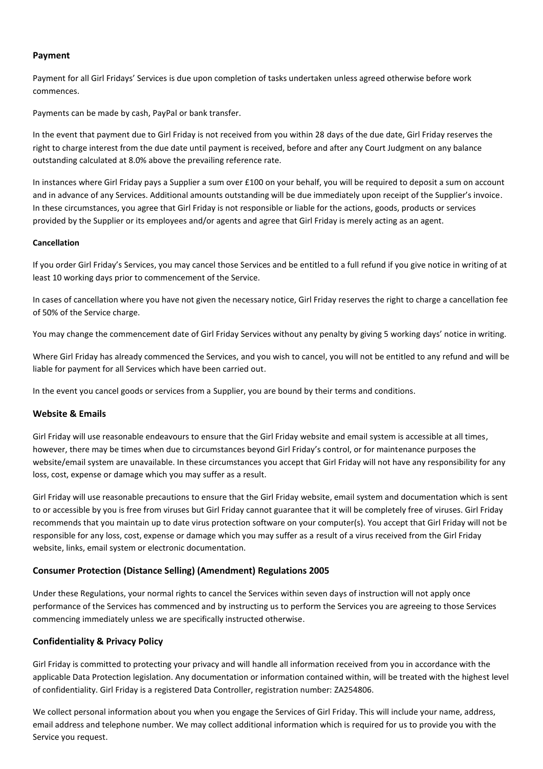## Payment

Payment for all Girl Fridays' Services is due upon completion of tasks undertaken unless agreed otherwise before work commences.

Payments can be made by cash, PayPal or bank transfer.

In the event that payment due to Girl Friday is not received from you within 28 days of the due date, Girl Friday reserves the right to charge interest from the due date until payment is received, before and after any Court Judgment on any balance outstanding calculated at 8.0% above the prevailing reference rate.

In instances where Girl Friday pays a Supplier a sum over £100 on your behalf, you will be required to deposit a sum on account and in advance of any Services. Additional amounts outstanding will be due immediately upon receipt of the Supplier's invoice. In these circumstances, you agree that Girl Friday is not responsible or liable for the actions, goods, products or services provided by the Supplier or its employees and/or agents and agree that Girl Friday is merely acting as an agent.

### Cancellation

If you order Girl Friday's Services, you may cancel those Services and be entitled to a full refund if you give notice in writing of at least 10 working days prior to commencement of the Service.

In cases of cancellation where you have not given the necessary notice, Girl Friday reserves the right to charge a cancellation fee of 50% of the Service charge.

You may change the commencement date of Girl Friday Services without any penalty by giving 5 working days' notice in writing.

Where Girl Friday has already commenced the Services, and you wish to cancel, you will not be entitled to any refund and will be liable for payment for all Services which have been carried out.

In the event you cancel goods or services from a Supplier, you are bound by their terms and conditions.

## Website & Emails

Girl Friday will use reasonable endeavours to ensure that the Girl Friday website and email system is accessible at all times, however, there may be times when due to circumstances beyond Girl Friday's control, or for maintenance purposes the website/email system are unavailable. In these circumstances you accept that Girl Friday will not have any responsibility for any loss, cost, expense or damage which you may suffer as a result.

Girl Friday will use reasonable precautions to ensure that the Girl Friday website, email system and documentation which is sent to or accessible by you is free from viruses but Girl Friday cannot guarantee that it will be completely free of viruses. Girl Friday recommends that you maintain up to date virus protection software on your computer(s). You accept that Girl Friday will not be responsible for any loss, cost, expense or damage which you may suffer as a result of a virus received from the Girl Friday website, links, email system or electronic documentation.

## Consumer Protection (Distance Selling) (Amendment) Regulations 2005

Under these Regulations, your normal rights to cancel the Services within seven days of instruction will not apply once performance of the Services has commenced and by instructing us to perform the Services you are agreeing to those Services commencing immediately unless we are specifically instructed otherwise.

## Confidentiality & Privacy Policy

Girl Friday is committed to protecting your privacy and will handle all information received from you in accordance with the applicable Data Protection legislation. Any documentation or information contained within, will be treated with the highest level of confidentiality. Girl Friday is a registered Data Controller, registration number: ZA254806.

We collect personal information about you when you engage the Services of Girl Friday. This will include your name, address, email address and telephone number. We may collect additional information which is required for us to provide you with the Service you request.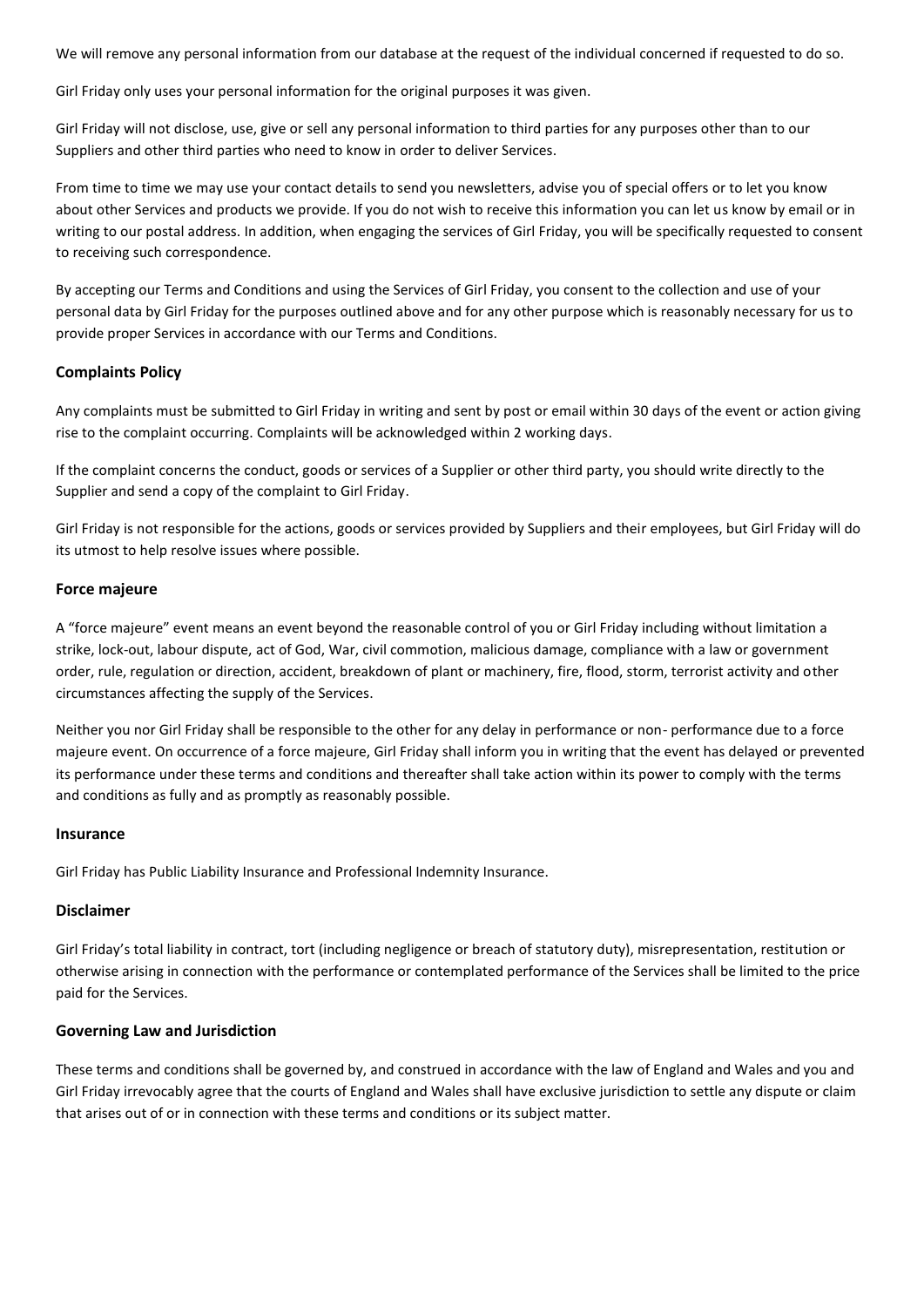We will remove any personal information from our database at the request of the individual concerned if requested to do so.

Girl Friday only uses your personal information for the original purposes it was given.

Girl Friday will not disclose, use, give or sell any personal information to third parties for any purposes other than to our Suppliers and other third parties who need to know in order to deliver Services.

From time to time we may use your contact details to send you newsletters, advise you of special offers or to let you know about other Services and products we provide. If you do not wish to receive this information you can let us know by email or in writing to our postal address. In addition, when engaging the services of Girl Friday, you will be specifically requested to consent to receiving such correspondence.

By accepting our Terms and Conditions and using the Services of Girl Friday, you consent to the collection and use of your personal data by Girl Friday for the purposes outlined above and for any other purpose which is reasonably necessary for us to provide proper Services in accordance with our Terms and Conditions.

### Complaints Policy

Any complaints must be submitted to Girl Friday in writing and sent by post or email within 30 days of the event or action giving rise to the complaint occurring. Complaints will be acknowledged within 2 working days.

If the complaint concerns the conduct, goods or services of a Supplier or other third party, you should write directly to the Supplier and send a copy of the complaint to Girl Friday.

Girl Friday is not responsible for the actions, goods or services provided by Suppliers and their employees, but Girl Friday will do its utmost to help resolve issues where possible.

### Force majeure

A "force majeure" event means an event beyond the reasonable control of you or Girl Friday including without limitation a strike, lock-out, labour dispute, act of God, War, civil commotion, malicious damage, compliance with a law or government order, rule, regulation or direction, accident, breakdown of plant or machinery, fire, flood, storm, terrorist activity and other circumstances affecting the supply of the Services.

Neither you nor Girl Friday shall be responsible to the other for any delay in performance or non- performance due to a force majeure event. On occurrence of a force majeure, Girl Friday shall inform you in writing that the event has delayed or prevented its performance under these terms and conditions and thereafter shall take action within its power to comply with the terms and conditions as fully and as promptly as reasonably possible.

### Insurance

Girl Friday has Public Liability Insurance and Professional Indemnity Insurance.

### Disclaimer

Girl Friday's total liability in contract, tort (including negligence or breach of statutory duty), misrepresentation, restitution or otherwise arising in connection with the performance or contemplated performance of the Services shall be limited to the price paid for the Services.

### Governing Law and Jurisdiction

These terms and conditions shall be governed by, and construed in accordance with the law of England and Wales and you and Girl Friday irrevocably agree that the courts of England and Wales shall have exclusive jurisdiction to settle any dispute or claim that arises out of or in connection with these terms and conditions or its subject matter.